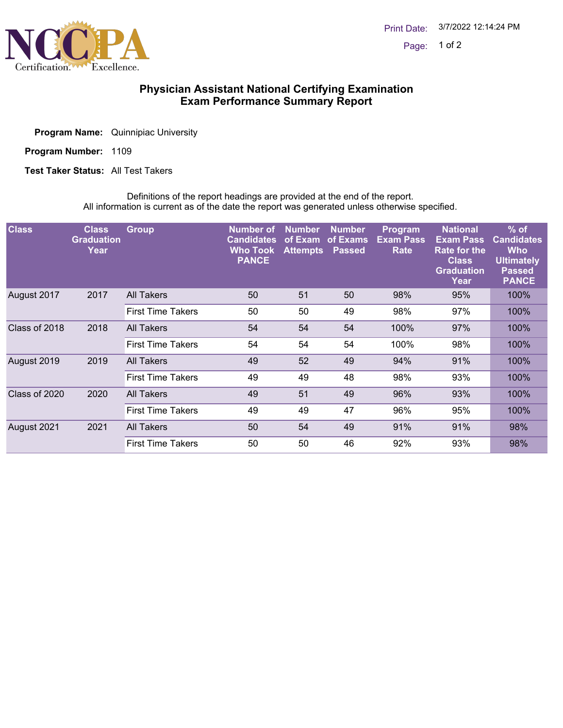# Physician Assistant National Certifying Examination
## Exam Performance Summary Report

**Program Name:** Quinnipiac University

**Program Number:** 1109

**Test Taker Status:** All Test Takers

Definitions of the report headings are provided at the end of the report.
All information is current as of the date the report was generated unless otherwise specified.

| Class | Class Graduation Year | Group | Number of Candidates Who Took PANCE | Number of Exam Attempts | Number of Exams Passed | Program Exam Pass Rate | National Exam Pass Rate for the Class Graduation Year | % of Candidates Who Ultimately Passed PANCE |
|---|---|---|---|---|---|---|---|---|
| August 2017 | 2017 | All Takers | 50 | 51 | 50 | 98% | 95% | 100% |
| | | First Time Takers | 50 | 50 | 49 | 98% | 97% | 100% |
| Class of 2018 | 2018 | All Takers | 54 | 54 | 54 | 100% | 97% | 100% |
| | | First Time Takers | 54 | 54 | 54 | 100% | 98% | 100% |
| August 2019 | 2019 | All Takers | 49 | 52 | 49 | 94% | 91% | 100% |
| | | First Time Takers | 49 | 49 | 48 | 98% | 93% | 100% |
| Class of 2020 | 2020 | All Takers | 49 | 51 | 49 | 96% | 93% | 100% |
| | | First Time Takers | 49 | 49 | 47 | 96% | 95% | 100% |
| August 2021 | 2021 | All Takers | 50 | 54 | 49 | 91% | 91% | 98% |
| | | First Time Takers | 50 | 50 | 46 | 92% | 93% | 98% |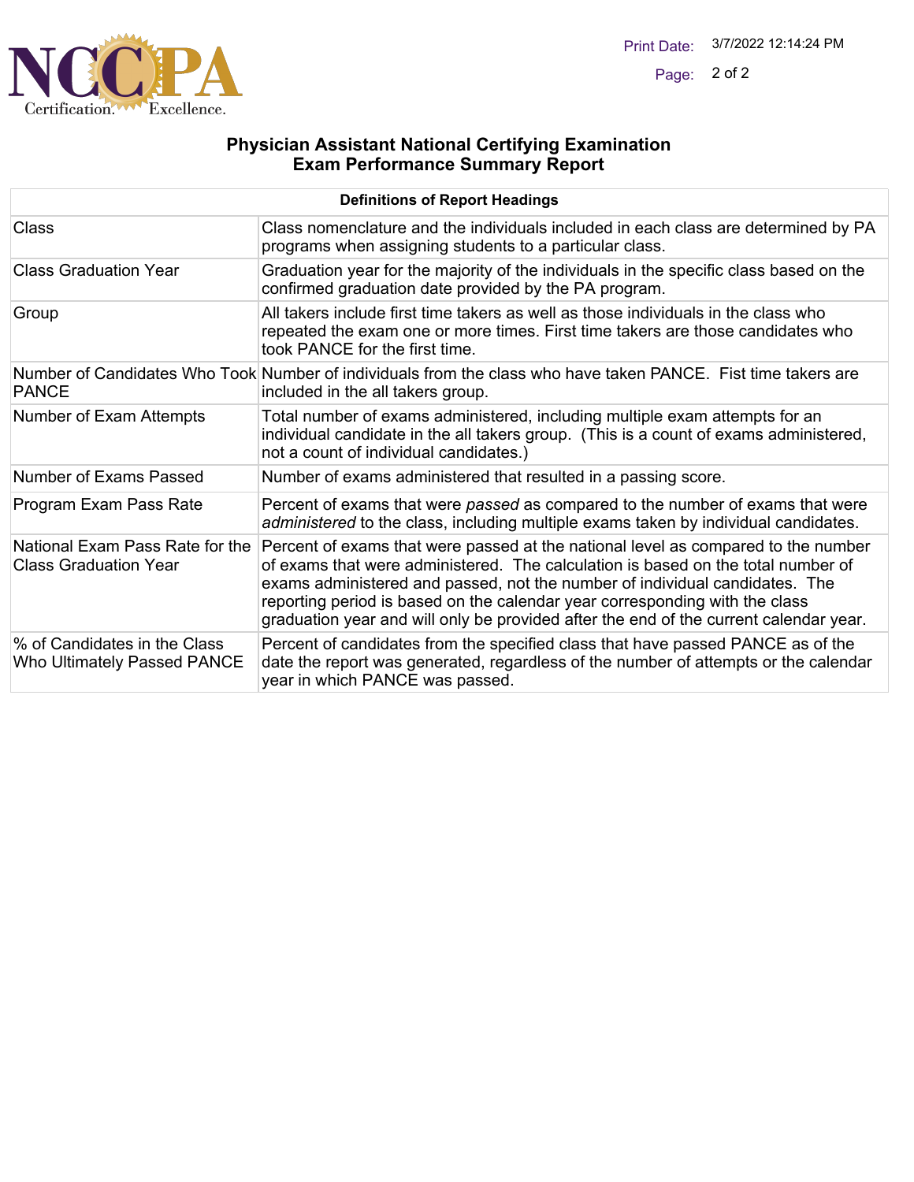# Physician Assistant National Certifying Examination
## Exam Performance Summary Report

| Definitions of Report Headings | |
|---|---|
| Class | Class nomenclature and the individuals included in each class are determined by PA programs when assigning students to a particular class. |
| Class Graduation Year | Graduation year for the majority of the individuals in the specific class based on the confirmed graduation date provided by the PA program. |
| Group | All takers include first time takers as well as those individuals in the class who repeated the exam one or more times. First time takers are those candidates who took PANCE for the first time. |
| Number of Candidates Who Took PANCE | Number of individuals from the class who have taken PANCE. Fist time takers are included in the all takers group. |
| Number of Exam Attempts | Total number of exams administered, including multiple exam attempts for an individual candidate in the all takers group. (This is a count of exams administered, not a count of individual candidates.) |
| Number of Exams Passed | Number of exams administered that resulted in a passing score. |
| Program Exam Pass Rate | Percent of exams that were *passed* as compared to the number of exams that were *administered* to the class, including multiple exams taken by individual candidates. |
| National Exam Pass Rate for the Class Graduation Year | Percent of exams that were passed at the national level as compared to the number of exams that were administered. The calculation is based on the total number of exams administered and passed, not the number of individual candidates. The reporting period is based on the calendar year corresponding with the class graduation year and will only be provided after the end of the current calendar year. |
| % of Candidates in the Class Who Ultimately Passed PANCE | Percent of candidates from the specified class that have passed PANCE as of the date the report was generated, regardless of the number of attempts or the calendar year in which PANCE was passed. |